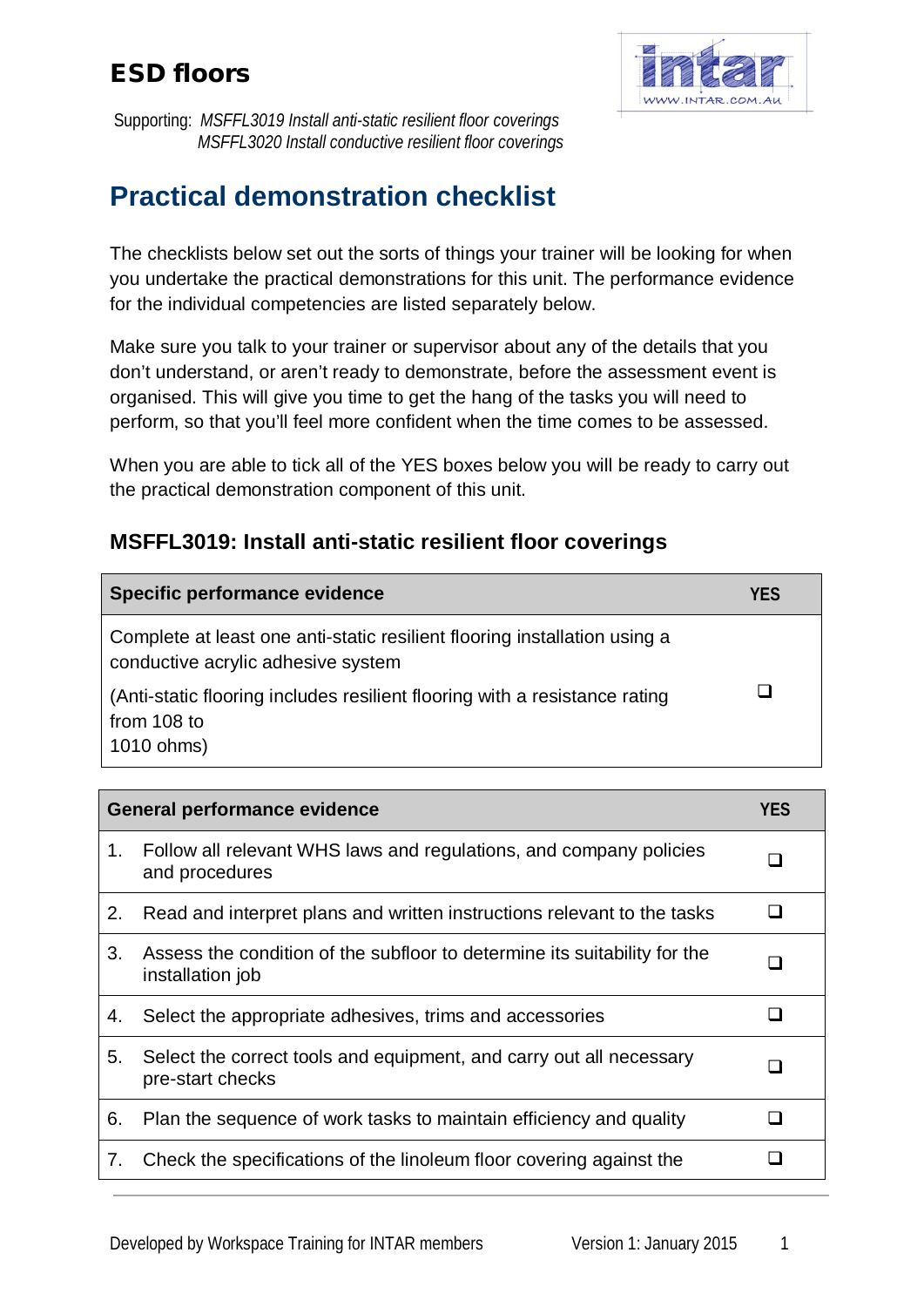# ESD floors

Supporting: *MSFFL3019 Install anti-static resilient floor coverings*
*MSFFL3020 Install conductive resilient floor coverings*

## Practical demonstration checklist

The checklists below set out the sorts of things your trainer will be looking for when you undertake the practical demonstrations for this unit. The performance evidence for the individual competencies are listed separately below.

Make sure you talk to your trainer or supervisor about any of the details that you don't understand, or aren't ready to demonstrate, before the assessment event is organised. This will give you time to get the hang of the tasks you will need to perform, so that you'll feel more confident when the time comes to be assessed.

When you are able to tick all of the YES boxes below you will be ready to carry out the practical demonstration component of this unit.

### MSFFL3019: Install anti-static resilient floor coverings

| Specific performance evidence | YES |
|---|---|
| Complete at least one anti-static resilient flooring installation using a conductive acrylic adhesive system<br><br>(Anti-static flooring includes resilient flooring with a resistance rating from 108 to 1010 ohms) | ❑ |

| General performance evidence | YES |
|---|---|
| 1. Follow all relevant WHS laws and regulations, and company policies and procedures | ❑ |
| 2. Read and interpret plans and written instructions relevant to the tasks | ❑ |
| 3. Assess the condition of the subfloor to determine its suitability for the installation job | ❑ |
| 4. Select the appropriate adhesives, trims and accessories | ❑ |
| 5. Select the correct tools and equipment, and carry out all necessary pre-start checks | ❑ |
| 6. Plan the sequence of work tasks to maintain efficiency and quality | ❑ |
| 7. Check the specifications of the linoleum floor covering against the | ❑ |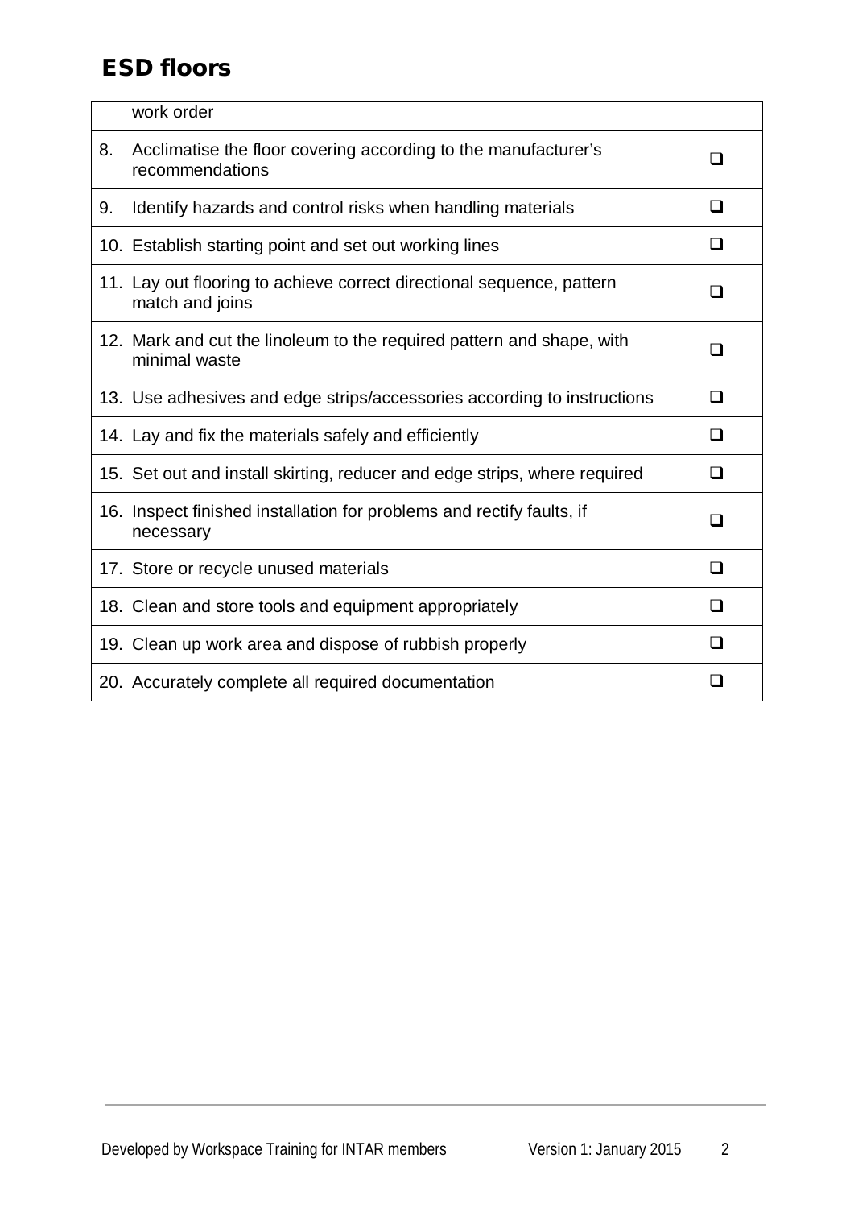# ESD floors

| | | |
|---|---|---|
| | work order | |
| 8. | Acclimatise the floor covering according to the manufacturer's recommendations | ❑ |
| 9. | Identify hazards and control risks when handling materials | ❑ |
| 10. | Establish starting point and set out working lines | ❑ |
| 11. | Lay out flooring to achieve correct directional sequence, pattern match and joins | ❑ |
| 12. | Mark and cut the linoleum to the required pattern and shape, with minimal waste | ❑ |
| 13. | Use adhesives and edge strips/accessories according to instructions | ❑ |
| 14. | Lay and fix the materials safely and efficiently | ❑ |
| 15. | Set out and install skirting, reducer and edge strips, where required | ❑ |
| 16. | Inspect finished installation for problems and rectify faults, if necessary | ❑ |
| 17. | Store or recycle unused materials | ❑ |
| 18. | Clean and store tools and equipment appropriately | ❑ |
| 19. | Clean up work area and dispose of rubbish properly | ❑ |
| 20. | Accurately complete all required documentation | ❑ |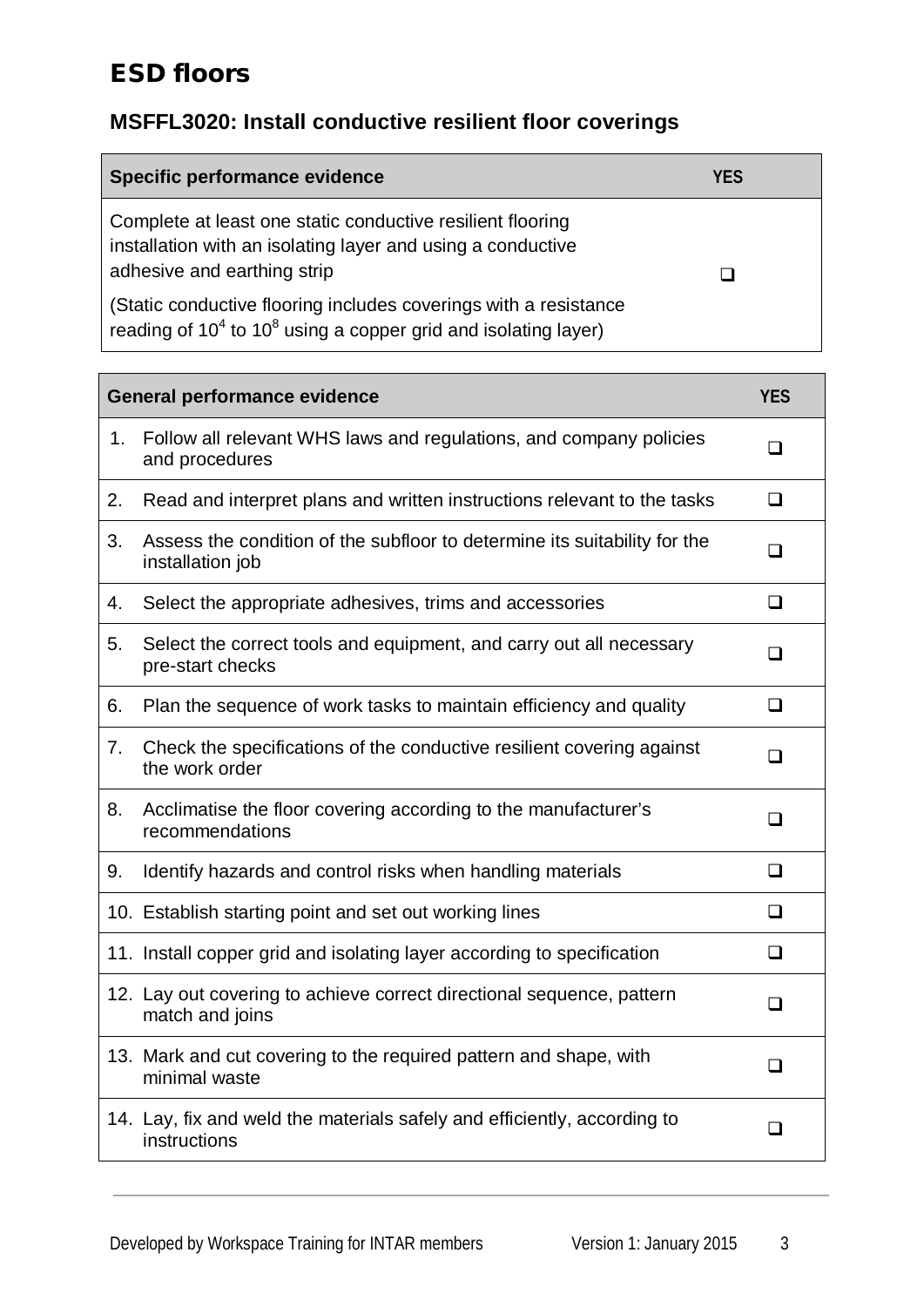# ESD floors

## MSFFL3020: Install conductive resilient floor coverings

| Specific performance evidence | YES |
|---|---|
| Complete at least one static conductive resilient flooring installation with an isolating layer and using a conductive adhesive and earthing strip<br><br>(Static conductive flooring includes coverings with a resistance reading of $10^4$ to $10^8$ using a copper grid and isolating layer) | ❑ |

| General performance evidence | YES |
|---|---|
| 1. Follow all relevant WHS laws and regulations, and company policies and procedures | ❑ |
| 2. Read and interpret plans and written instructions relevant to the tasks | ❑ |
| 3. Assess the condition of the subfloor to determine its suitability for the installation job | ❑ |
| 4. Select the appropriate adhesives, trims and accessories | ❑ |
| 5. Select the correct tools and equipment, and carry out all necessary pre-start checks | ❑ |
| 6. Plan the sequence of work tasks to maintain efficiency and quality | ❑ |
| 7. Check the specifications of the conductive resilient covering against the work order | ❑ |
| 8. Acclimatise the floor covering according to the manufacturer's recommendations | ❑ |
| 9. Identify hazards and control risks when handling materials | ❑ |
| 10. Establish starting point and set out working lines | ❑ |
| 11. Install copper grid and isolating layer according to specification | ❑ |
| 12. Lay out covering to achieve correct directional sequence, pattern match and joins | ❑ |
| 13. Mark and cut covering to the required pattern and shape, with minimal waste | ❑ |
| 14. Lay, fix and weld the materials safely and efficiently, according to instructions | ❑ |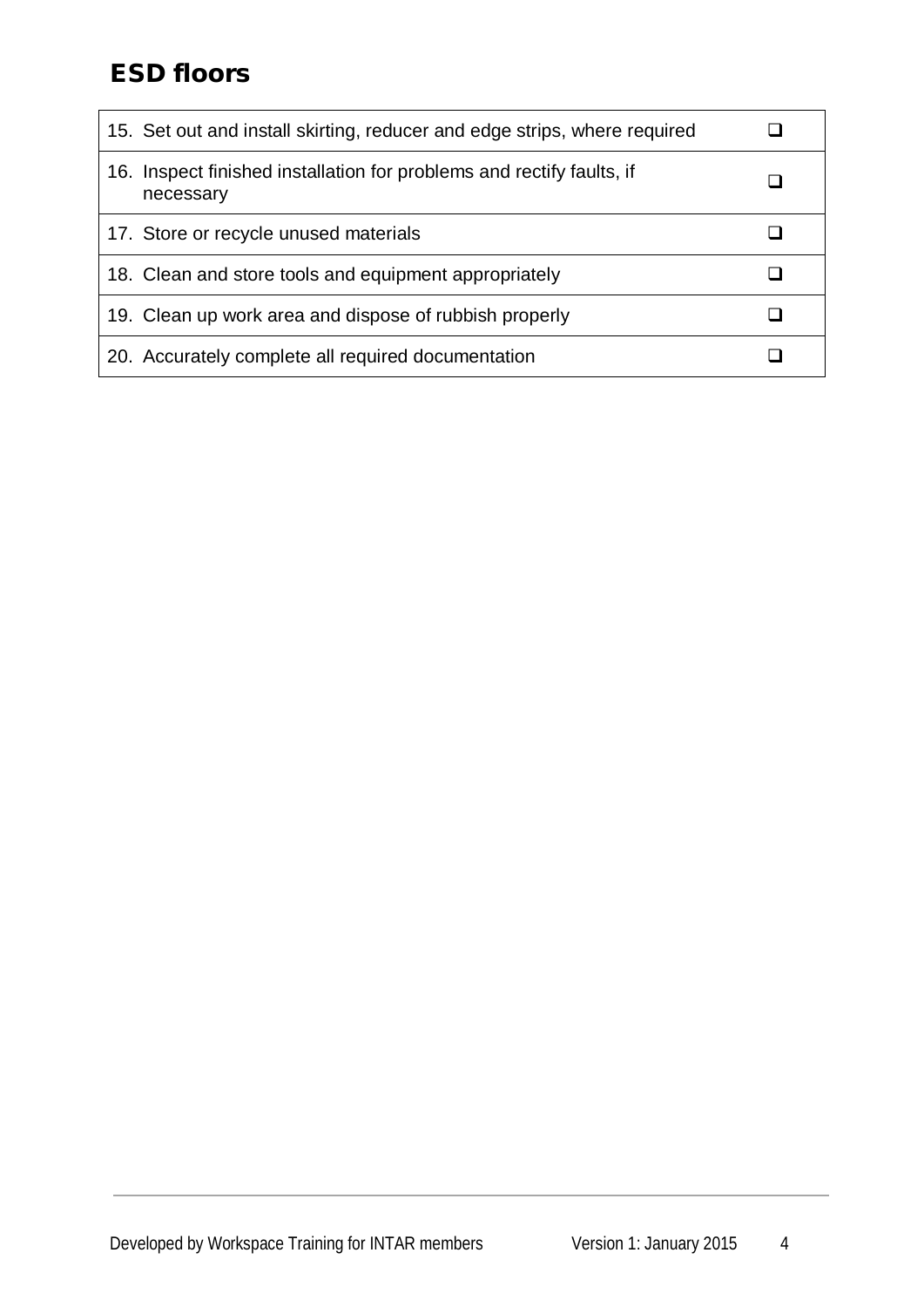## ESD floors

| | |
|---|---|
| 15. Set out and install skirting, reducer and edge strips, where required | ❑ |
| 16. Inspect finished installation for problems and rectify faults, if necessary | ❑ |
| 17. Store or recycle unused materials | ❑ |
| 18. Clean and store tools and equipment appropriately | ❑ |
| 19. Clean up work area and dispose of rubbish properly | ❑ |
| 20. Accurately complete all required documentation | ❑ |